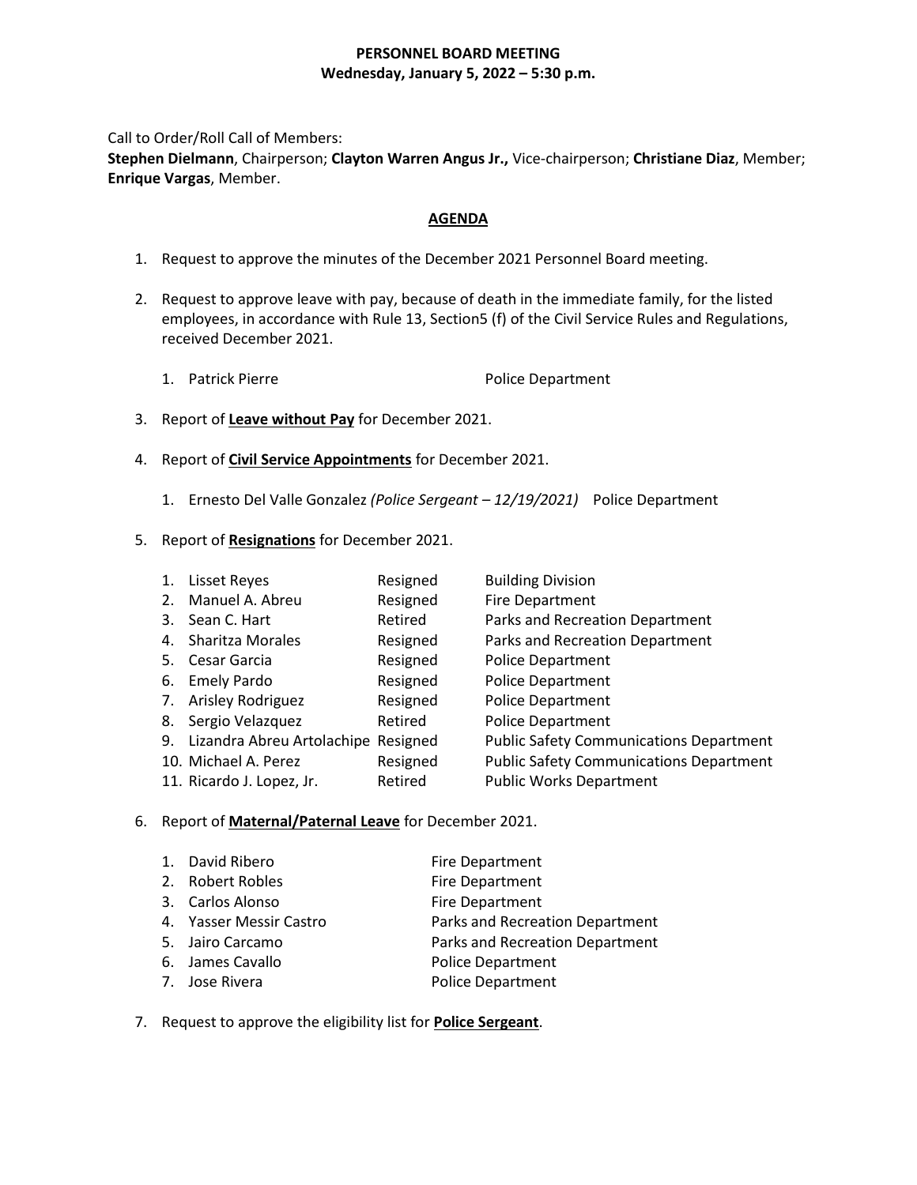**PERSONNEL BOARD MEETING**
**Wednesday, January 5, 2022 – 5:30 p.m.**

Call to Order/Roll Call of Members:
**Stephen Dielmann**, Chairperson; **Clayton Warren Angus Jr.,** Vice-chairperson; **Christiane Diaz**, Member; **Enrique Vargas**, Member.

## AGENDA

1. Request to approve the minutes of the December 2021 Personnel Board meeting.

2. Request to approve leave with pay, because of death in the immediate family, for the listed employees, in accordance with Rule 13, Section5 (f) of the Civil Service Rules and Regulations, received December 2021.

   1. Patrick Pierre — Police Department

3. Report of **Leave without Pay** for December 2021.

4. Report of **Civil Service Appointments** for December 2021.

   1. Ernesto Del Valle Gonzalez *(Police Sergeant – 12/19/2021)* Police Department

5. Report of **Resignations** for December 2021.

| | | | |
|---|---|---|---|
| 1. | Lisset Reyes | Resigned | Building Division |
| 2. | Manuel A. Abreu | Resigned | Fire Department |
| 3. | Sean C. Hart | Retired | Parks and Recreation Department |
| 4. | Sharitza Morales | Resigned | Parks and Recreation Department |
| 5. | Cesar Garcia | Resigned | Police Department |
| 6. | Emely Pardo | Resigned | Police Department |
| 7. | Arisley Rodriguez | Resigned | Police Department |
| 8. | Sergio Velazquez | Retired | Police Department |
| 9. | Lizandra Abreu Artolachipe | Resigned | Public Safety Communications Department |
| 10. | Michael A. Perez | Resigned | Public Safety Communications Department |
| 11. | Ricardo J. Lopez, Jr. | Retired | Public Works Department |

6. Report of **Maternal/Paternal Leave** for December 2021.

| | | |
|---|---|---|
| 1. | David Ribero | Fire Department |
| 2. | Robert Robles | Fire Department |
| 3. | Carlos Alonso | Fire Department |
| 4. | Yasser Messir Castro | Parks and Recreation Department |
| 5. | Jairo Carcamo | Parks and Recreation Department |
| 6. | James Cavallo | Police Department |
| 7. | Jose Rivera | Police Department |

7. Request to approve the eligibility list for **Police Sergeant**.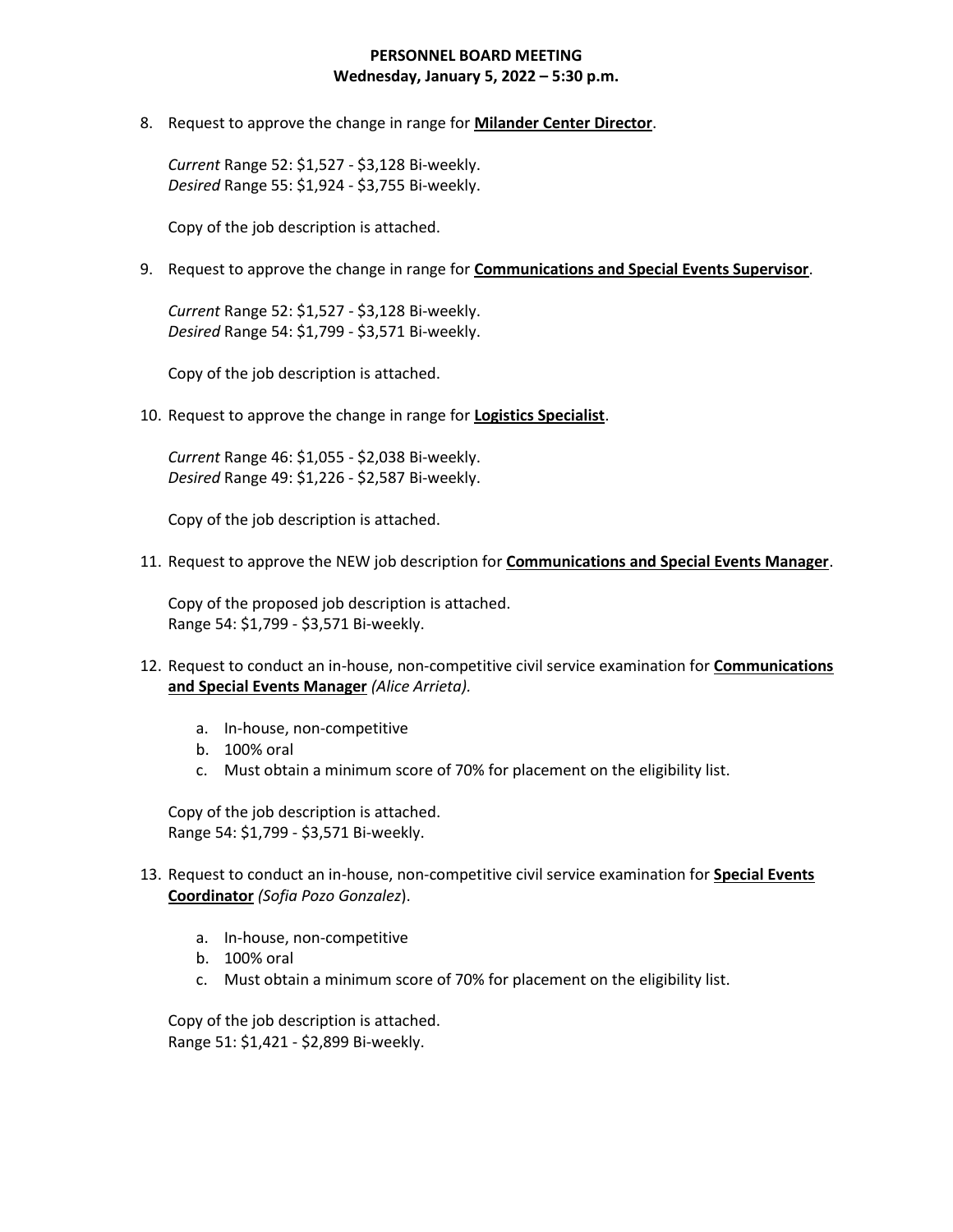**PERSONNEL BOARD MEETING**
**Wednesday, January 5, 2022 – 5:30 p.m.**

8. Request to approve the change in range for **Milander Center Director**.

   *Current* Range 52: $1,527 - $3,128 Bi-weekly.
   *Desired* Range 55: $1,924 - $3,755 Bi-weekly.

   Copy of the job description is attached.

9. Request to approve the change in range for **Communications and Special Events Supervisor**.

   *Current* Range 52: $1,527 - $3,128 Bi-weekly.
   *Desired* Range 54: $1,799 - $3,571 Bi-weekly.

   Copy of the job description is attached.

10. Request to approve the change in range for **Logistics Specialist**.

    *Current* Range 46: $1,055 - $2,038 Bi-weekly.
    *Desired* Range 49: $1,226 - $2,587 Bi-weekly.

    Copy of the job description is attached.

11. Request to approve the NEW job description for **Communications and Special Events Manager**.

    Copy of the proposed job description is attached.
    Range 54: $1,799 - $3,571 Bi-weekly.

12. Request to conduct an in-house, non-competitive civil service examination for **Communications and Special Events Manager** *(Alice Arrieta).*

    a. In-house, non-competitive
    b. 100% oral
    c. Must obtain a minimum score of 70% for placement on the eligibility list.

    Copy of the job description is attached.
    Range 54: $1,799 - $3,571 Bi-weekly.

13. Request to conduct an in-house, non-competitive civil service examination for **Special Events Coordinator** *(Sofia Pozo Gonzalez*).

    a. In-house, non-competitive
    b. 100% oral
    c. Must obtain a minimum score of 70% for placement on the eligibility list.

    Copy of the job description is attached.
    Range 51: $1,421 - $2,899 Bi-weekly.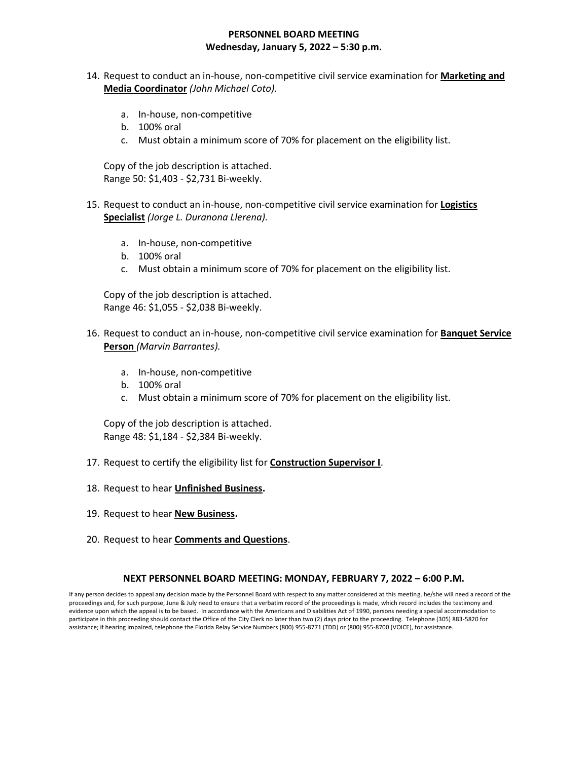**PERSONNEL BOARD MEETING**
**Wednesday, January 5, 2022 – 5:30 p.m.**

14. Request to conduct an in-house, non-competitive civil service examination for **Marketing and Media Coordinator** *(John Michael Coto).*

    a. In-house, non-competitive
    b. 100% oral
    c. Must obtain a minimum score of 70% for placement on the eligibility list.

    Copy of the job description is attached.
    Range 50: $1,403 - $2,731 Bi-weekly.

15. Request to conduct an in-house, non-competitive civil service examination for **Logistics Specialist** *(Jorge L. Duranona Llerena).*

    a. In-house, non-competitive
    b. 100% oral
    c. Must obtain a minimum score of 70% for placement on the eligibility list.

    Copy of the job description is attached.
    Range 46: $1,055 - $2,038 Bi-weekly.

16. Request to conduct an in-house, non-competitive civil service examination for **Banquet Service Person** *(Marvin Barrantes).*

    a. In-house, non-competitive
    b. 100% oral
    c. Must obtain a minimum score of 70% for placement on the eligibility list.

    Copy of the job description is attached.
    Range 48: $1,184 - $2,384 Bi-weekly.

17. Request to certify the eligibility list for **Construction Supervisor I**.

18. Request to hear **Unfinished Business.**

19. Request to hear **New Business.**

20. Request to hear **Comments and Questions**.

**NEXT PERSONNEL BOARD MEETING: MONDAY, FEBRUARY 7, 2022 – 6:00 P.M.**

If any person decides to appeal any decision made by the Personnel Board with respect to any matter considered at this meeting, he/she will need a record of the proceedings and, for such purpose, June & July need to ensure that a verbatim record of the proceedings is made, which record includes the testimony and evidence upon which the appeal is to be based. In accordance with the Americans and Disabilities Act of 1990, persons needing a special accommodation to participate in this proceeding should contact the Office of the City Clerk no later than two (2) days prior to the proceeding. Telephone (305) 883-5820 for assistance; if hearing impaired, telephone the Florida Relay Service Numbers (800) 955-8771 (TDD) or (800) 955-8700 (VOICE), for assistance.